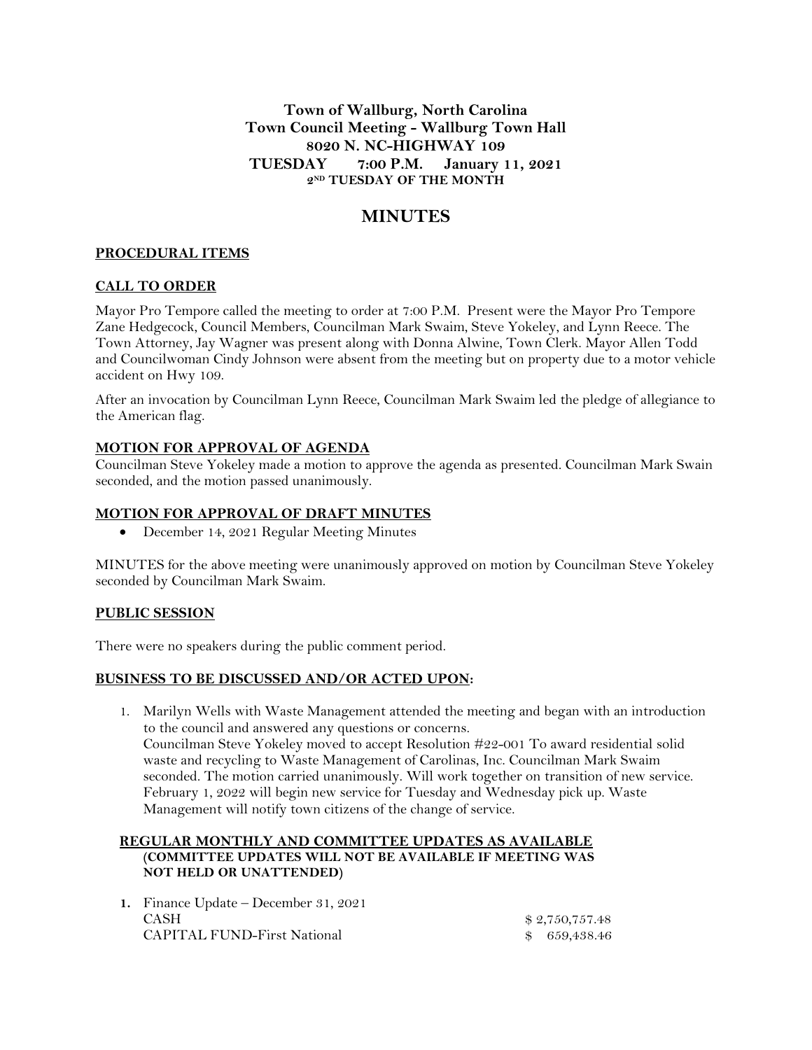**Town of Wallburg, North Carolina**
**Town Council Meeting - Wallburg Town Hall**
**8020 N. NC-HIGHWAY 109**
**TUESDAY 7:00 P.M. January 11, 2021**
**2ND TUESDAY OF THE MONTH**

# MINUTES

## PROCEDURAL ITEMS

## CALL TO ORDER

Mayor Pro Tempore called the meeting to order at 7:00 P.M. Present were the Mayor Pro Tempore Zane Hedgecock, Council Members, Councilman Mark Swaim, Steve Yokeley, and Lynn Reece. The Town Attorney, Jay Wagner was present along with Donna Alwine, Town Clerk. Mayor Allen Todd and Councilwoman Cindy Johnson were absent from the meeting but on property due to a motor vehicle accident on Hwy 109.

After an invocation by Councilman Lynn Reece, Councilman Mark Swaim led the pledge of allegiance to the American flag.

## MOTION FOR APPROVAL OF AGENDA

Councilman Steve Yokeley made a motion to approve the agenda as presented. Councilman Mark Swain seconded, and the motion passed unanimously.

## MOTION FOR APPROVAL OF DRAFT MINUTES

- December 14, 2021 Regular Meeting Minutes

MINUTES for the above meeting were unanimously approved on motion by Councilman Steve Yokeley seconded by Councilman Mark Swaim.

## PUBLIC SESSION

There were no speakers during the public comment period.

## BUSINESS TO BE DISCUSSED AND/OR ACTED UPON:

1. Marilyn Wells with Waste Management attended the meeting and began with an introduction to the council and answered any questions or concerns.
   Councilman Steve Yokeley moved to accept Resolution #22-001 To award residential solid waste and recycling to Waste Management of Carolinas, Inc. Councilman Mark Swaim seconded. The motion carried unanimously. Will work together on transition of new service. February 1, 2022 will begin new service for Tuesday and Wednesday pick up. Waste Management will notify town citizens of the change of service.

## REGULAR MONTHLY AND COMMITTEE UPDATES AS AVAILABLE
**(COMMITTEE UPDATES WILL NOT BE AVAILABLE IF MEETING WAS NOT HELD OR UNATTENDED)**

1. Finance Update – December 31, 2021

| | |
|---|---|
| CASH | $ 2,750,757.48 |
| CAPITAL FUND-First National | $ 659,438.46 |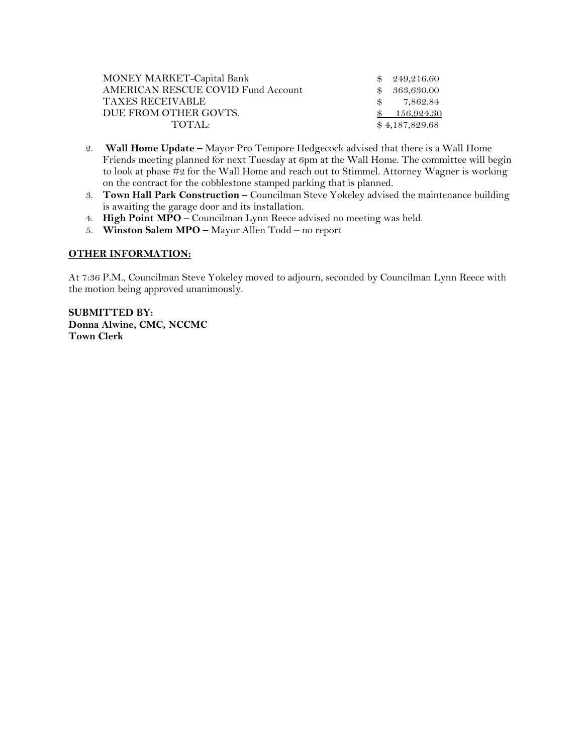| | |
|---|---|
| MONEY MARKET-Capital Bank | $ 249,216.60 |
| AMERICAN RESCUE COVID Fund Account | $ 363,630.00 |
| TAXES RECEIVABLE | $ 7,862.84 |
| DUE FROM OTHER GOVTS. | $ 156,924.30 |
| TOTAL: | $ 4,187,829.68 |

2. **Wall Home Update –** Mayor Pro Tempore Hedgecock advised that there is a Wall Home Friends meeting planned for next Tuesday at 6pm at the Wall Home. The committee will begin to look at phase #2 for the Wall Home and reach out to Stimmel. Attorney Wagner is working on the contract for the cobblestone stamped parking that is planned.
3. **Town Hall Park Construction –** Councilman Steve Yokeley advised the maintenance building is awaiting the garage door and its installation.
4. **High Point MPO** – Councilman Lynn Reece advised no meeting was held.
5. **Winston Salem MPO –** Mayor Allen Todd – no report

**OTHER INFORMATION:**

At 7:36 P.M., Councilman Steve Yokeley moved to adjourn, seconded by Councilman Lynn Reece with the motion being approved unanimously.

**SUBMITTED BY:**
**Donna Alwine, CMC, NCCMC**
**Town Clerk**